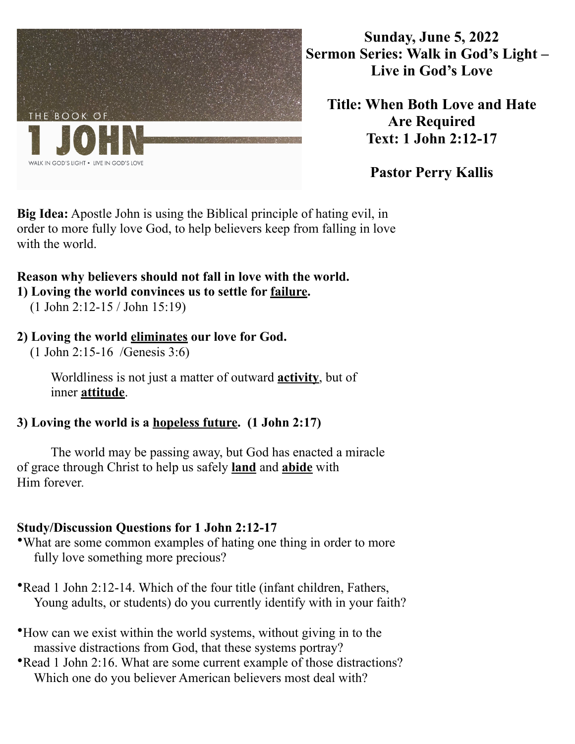**Sunday, June 5, 2022**
**Sermon Series: Walk in God's Light – Live in God's Love**

**Title: When Both Love and Hate Are Required**
**Text: 1 John 2:12-17**

**Pastor Perry Kallis**

**Big Idea:** Apostle John is using the Biblical principle of hating evil, in order to more fully love God, to help believers keep from falling in love with the world.

**Reason why believers should not fall in love with the world.**

**1) Loving the world convinces us to settle for failure.**
(1 John 2:12-15 / John 15:19)

**2) Loving the world eliminates our love for God.**
(1 John 2:15-16 /Genesis 3:6)

Worldliness is not just a matter of outward **activity**, but of inner **attitude**.

**3) Loving the world is a hopeless future. (1 John 2:17)**

The world may be passing away, but God has enacted a miracle of grace through Christ to help us safely **land** and **abide** with Him forever.

**Study/Discussion Questions for 1 John 2:12-17**

- What are some common examples of hating one thing in order to more fully love something more precious?
- Read 1 John 2:12-14. Which of the four title (infant children, Fathers, Young adults, or students) do you currently identify with in your faith?
- How can we exist within the world systems, without giving in to the massive distractions from God, that these systems portray?
- Read 1 John 2:16. What are some current example of those distractions? Which one do you believer American believers most deal with?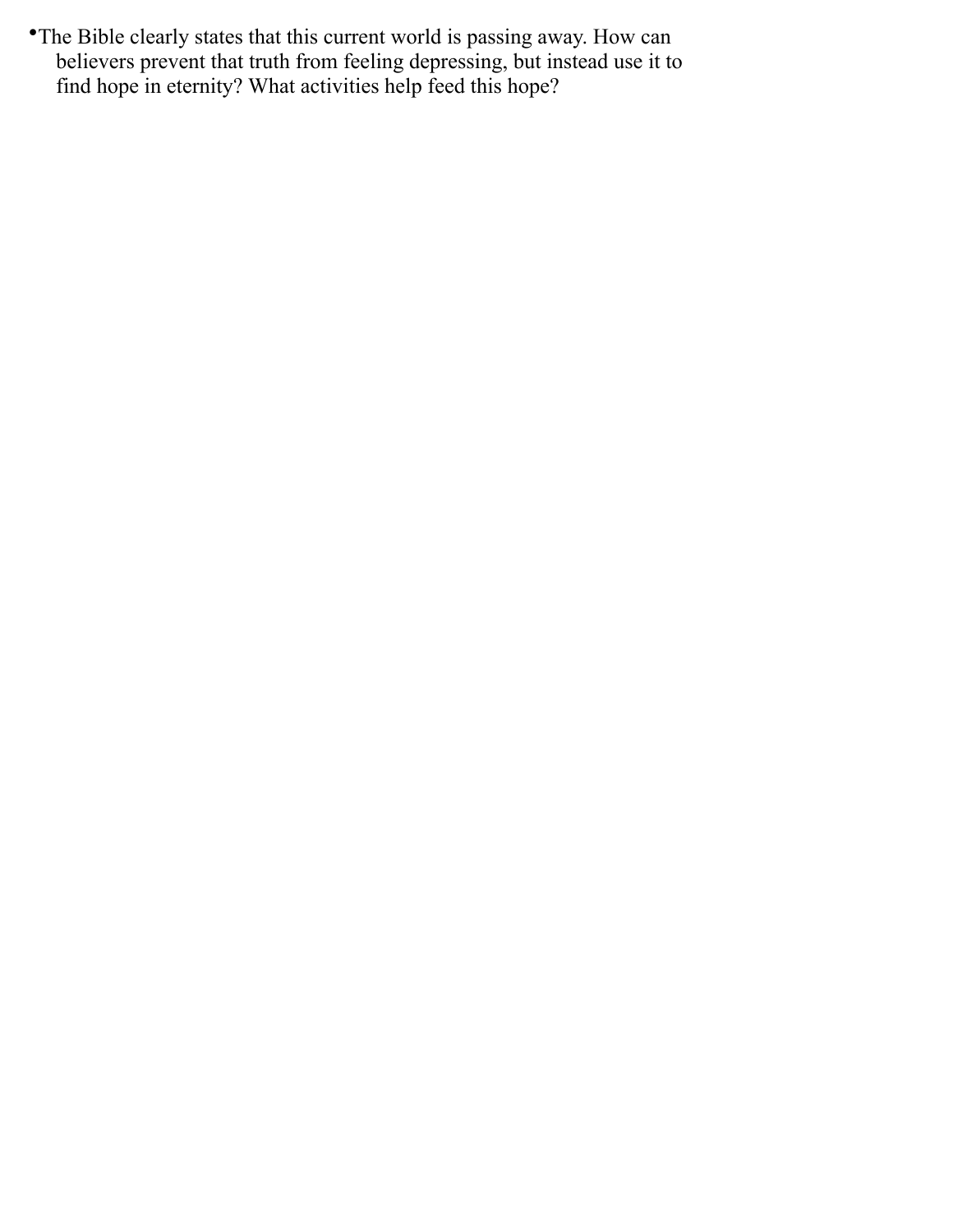- The Bible clearly states that this current world is passing away. How can believers prevent that truth from feeling depressing, but instead use it to find hope in eternity? What activities help feed this hope?